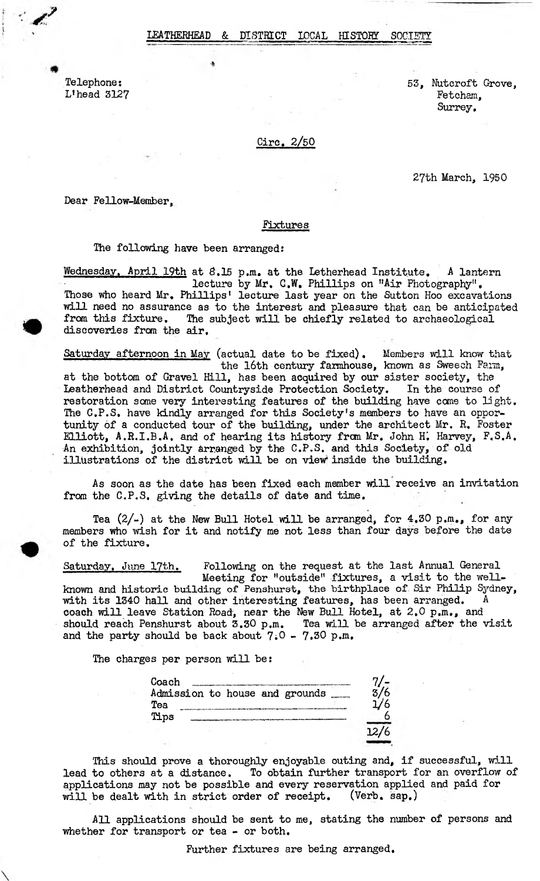## LEATHERHEAD & DISTRICT LOCAL HISTORY SOCIETY

Telephone:
L'head 3127

53, Nutcroft Grove,
Fetcham,
Surrey.

Circ. 2/50

27th March, 1950

Dear Fellow-Member,

### Fixtures

The following have been arranged:

Wednesday, April 19th at 8.15 p.m. at the Letherhead Institute. A lantern lecture by Mr. C.W. Phillips on "Air Photography". Those who heard Mr. Phillips' lecture last year on the Sutton Hoo excavations will need no assurance as to the interest and pleasure that can be anticipated from this fixture. The subject will be chiefly related to archaeological discoveries from the air.

Saturday afternoon in May (actual date to be fixed). Members will know that the 16th century farmhouse, known as Sweech Farm, at the bottom of Gravel Hill, has been acquired by our sister society, the Leatherhead and District Countryside Protection Society. In the course of restoration some very interesting features of the building have come to light. The C.P.S. have kindly arranged for this Society's members to have an opportunity of a conducted tour of the building, under the architect Mr. R. Foster Elliott, A.R.I.B.A. and of hearing its history from Mr. John H. Harvey, F.S.A. An exhibition, jointly arranged by the C.P.S. and this Society, of old illustrations of the district will be on view inside the building.

As soon as the date has been fixed each member will receive an invitation from the C.P.S. giving the details of date and time.

Tea (2/-) at the New Bull Hotel will be arranged, for 4.30 p.m., for any members who wish for it and notify me not less than four days before the date of the fixture.

Saturday, June 17th. Following on the request at the last Annual General Meeting for "outside" fixtures, a visit to the well-known and historic building of Penshurst, the birthplace of Sir Philip Sydney, with its 1340 hall and other interesting features, has been arranged. A coach will leave Station Road, near the New Bull Hotel, at 2.0 p.m., and should reach Penshurst about 3.30 p.m. Tea will be arranged after the visit and the party should be back about 7.0 - 7.30 p.m.

The charges per person will be:

| | |
|---|---|
| Coach | 7/- |
| Admission to house and grounds | 3/6 |
| Tea | 1/6 |
| Tips | 6 |
| | 12/6 |

This should prove a thoroughly enjoyable outing and, if successful, will lead to others at a distance. To obtain further transport for an overflow of applications may not be possible and every reservation applied and paid for will be dealt with in strict order of receipt. (Verb. sap.)

All applications should be sent to me, stating the number of persons and whether for transport or tea - or both.

Further fixtures are being arranged.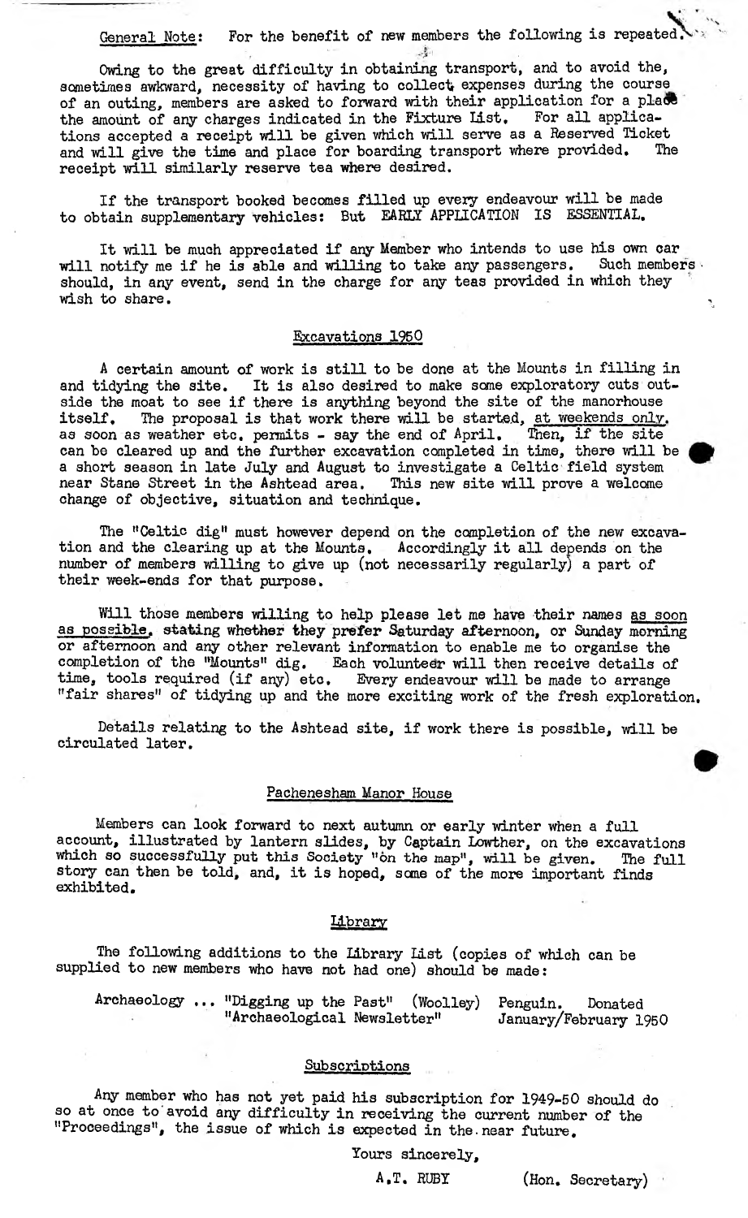General Note: For the benefit of new members the following is repeated.

Owing to the great difficulty in obtaining transport, and to avoid the, sometimes awkward, necessity of having to collect expenses during the course of an outing, members are asked to forward with their application for a place the amount of any charges indicated in the Fixture List. For all applications accepted a receipt will be given which will serve as a Reserved Ticket and will give the time and place for boarding transport where provided. The receipt will similarly reserve tea where desired.

If the transport booked becomes filled up every endeavour will be made to obtain supplementary vehicles: But EARLY APPLICATION IS ESSENTIAL.

It will be much appreciated if any Member who intends to use his own car will notify me if he is able and willing to take any passengers. Such members should, in any event, send in the charge for any teas provided in which they wish to share.

## Excavations 1950

A certain amount of work is still to be done at the Mounts in filling in and tidying the site. It is also desired to make some exploratory cuts outside the moat to see if there is anything beyond the site of the manorhouse itself. The proposal is that work there will be started, at weekends only, as soon as weather etc. permits - say the end of April. Then, if the site can be cleared up and the further excavation completed in time, there will be a short season in late July and August to investigate a Celtic field system near Stane Street in the Ashtead area. This new site will prove a welcome change of objective, situation and technique.

The "Celtic dig" must however depend on the completion of the new excavation and the clearing up at the Mounts. Accordingly it all depends on the number of members willing to give up (not necessarily regularly) a part of their week-ends for that purpose.

Will those members willing to help please let me have their names as soon as possible, stating whether they prefer Saturday afternoon, or Sunday morning or afternoon and any other relevant information to enable me to organise the completion of the "Mounts" dig. Each volunteer will then receive details of time, tools required (if any) etc. Every endeavour will be made to arrange "fair shares" of tidying up and the more exciting work of the fresh exploration.

Details relating to the Ashtead site, if work there is possible, will be circulated later.

## Pachenesham Manor House

Members can look forward to next autumn or early winter when a full account, illustrated by lantern slides, by Captain Lowther, on the excavations which so successfully put this Society "on the map", will be given. The full story can then be told, and, it is hoped, some of the more important finds exhibited.

## Library

The following additions to the Library List (copies of which can be supplied to new members who have not had one) should be made:

Archaeology ... "Digging up the Past" (Woolley) Penguin. Donated
"Archaeological Newsletter" January/February 1950

## Subscriptions

Any member who has not yet paid his subscription for 1949-50 should do so at once to avoid any difficulty in receiving the current number of the "Proceedings", the issue of which is expected in the near future.

Yours sincerely,

A.T. RUBY (Hon. Secretary)